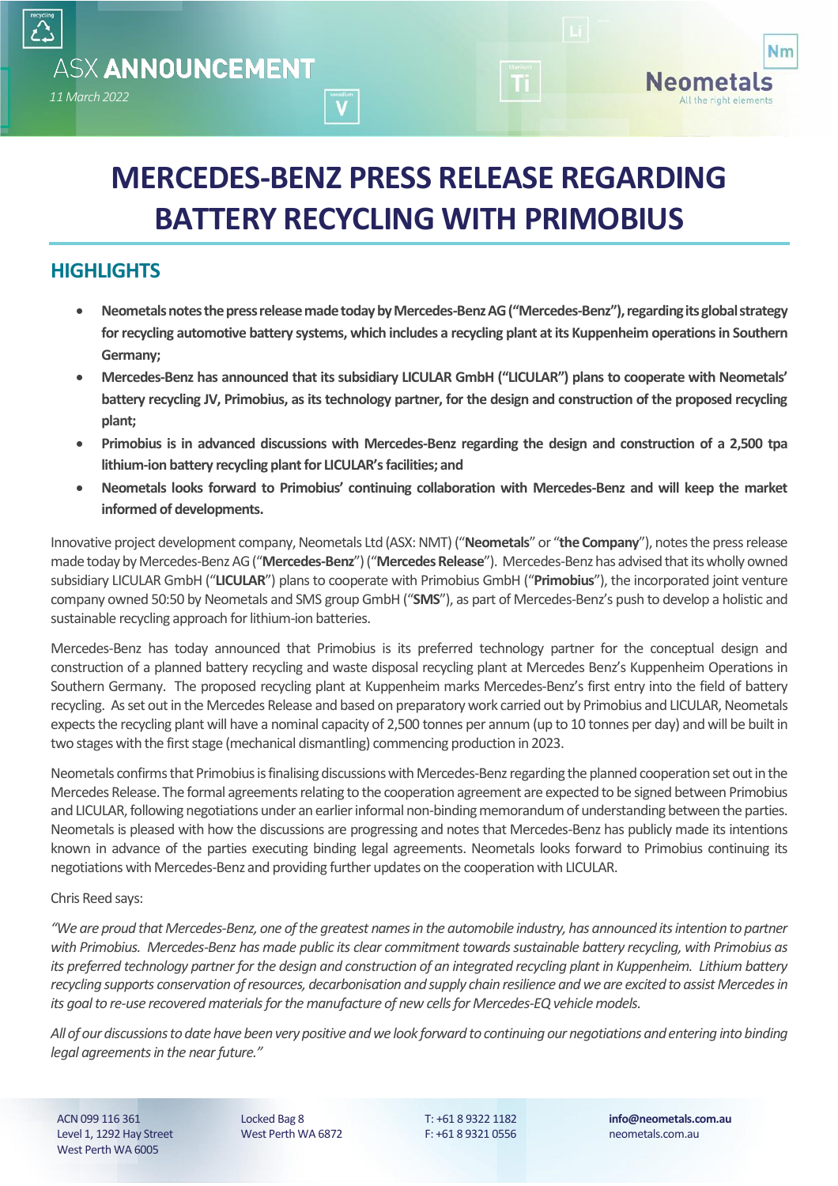ASX **ANNOUNCEMENT**

*11 March 2022*

# MERCEDES-BENZ PRESS RELEASE REGARDING BATTERY RECYCLING WITH PRIMOBIUS

## HIGHLIGHTS

- **Neometals notes the press release made today by Mercedes-Benz AG ("Mercedes-Benz"), regarding its global strategy for recycling automotive battery systems, which includes a recycling plant at its Kuppenheim operations in Southern Germany;**
- **Mercedes-Benz has announced that its subsidiary LICULAR GmbH ("LICULAR") plans to cooperate with Neometals' battery recycling JV, Primobius, as its technology partner, for the design and construction of the proposed recycling plant;**
- **Primobius is in advanced discussions with Mercedes-Benz regarding the design and construction of a 2,500 tpa lithium-ion battery recycling plant for LICULAR's facilities; and**
- **Neometals looks forward to Primobius' continuing collaboration with Mercedes-Benz and will keep the market informed of developments.**

Innovative project development company, Neometals Ltd (ASX: NMT) ("**Neometals**" or "**the Company**"), notes the press release made today by Mercedes-Benz AG ("**Mercedes-Benz**") ("**Mercedes Release**"). Mercedes-Benz has advised that its wholly owned subsidiary LICULAR GmbH ("**LICULAR**") plans to cooperate with Primobius GmbH ("**Primobius**"), the incorporated joint venture company owned 50:50 by Neometals and SMS group GmbH ("**SMS**"), as part of Mercedes-Benz's push to develop a holistic and sustainable recycling approach for lithium-ion batteries.

Mercedes-Benz has today announced that Primobius is its preferred technology partner for the conceptual design and construction of a planned battery recycling and waste disposal recycling plant at Mercedes Benz's Kuppenheim Operations in Southern Germany. The proposed recycling plant at Kuppenheim marks Mercedes-Benz's first entry into the field of battery recycling. As set out in the Mercedes Release and based on preparatory work carried out by Primobius and LICULAR, Neometals expects the recycling plant will have a nominal capacity of 2,500 tonnes per annum (up to 10 tonnes per day) and will be built in two stages with the first stage (mechanical dismantling) commencing production in 2023.

Neometals confirms that Primobius is finalising discussions with Mercedes-Benz regarding the planned cooperation set out in the Mercedes Release. The formal agreements relating to the cooperation agreement are expected to be signed between Primobius and LICULAR, following negotiations under an earlier informal non-binding memorandum of understanding between the parties. Neometals is pleased with how the discussions are progressing and notes that Mercedes-Benz has publicly made its intentions known in advance of the parties executing binding legal agreements. Neometals looks forward to Primobius continuing its negotiations with Mercedes-Benz and providing further updates on the cooperation with LICULAR.

Chris Reed says:

*"We are proud that Mercedes-Benz, one of the greatest names in the automobile industry, has announced its intention to partner with Primobius. Mercedes-Benz has made public its clear commitment towards sustainable battery recycling, with Primobius as its preferred technology partner for the design and construction of an integrated recycling plant in Kuppenheim. Lithium battery recycling supports conservation of resources, decarbonisation and supply chain resilience and we are excited to assist Mercedes in its goal to re-use recovered materials for the manufacture of new cells for Mercedes-EQ vehicle models.*

*All of our discussions to date have been very positive and we look forward to continuing our negotiations and entering into binding legal agreements in the near future."*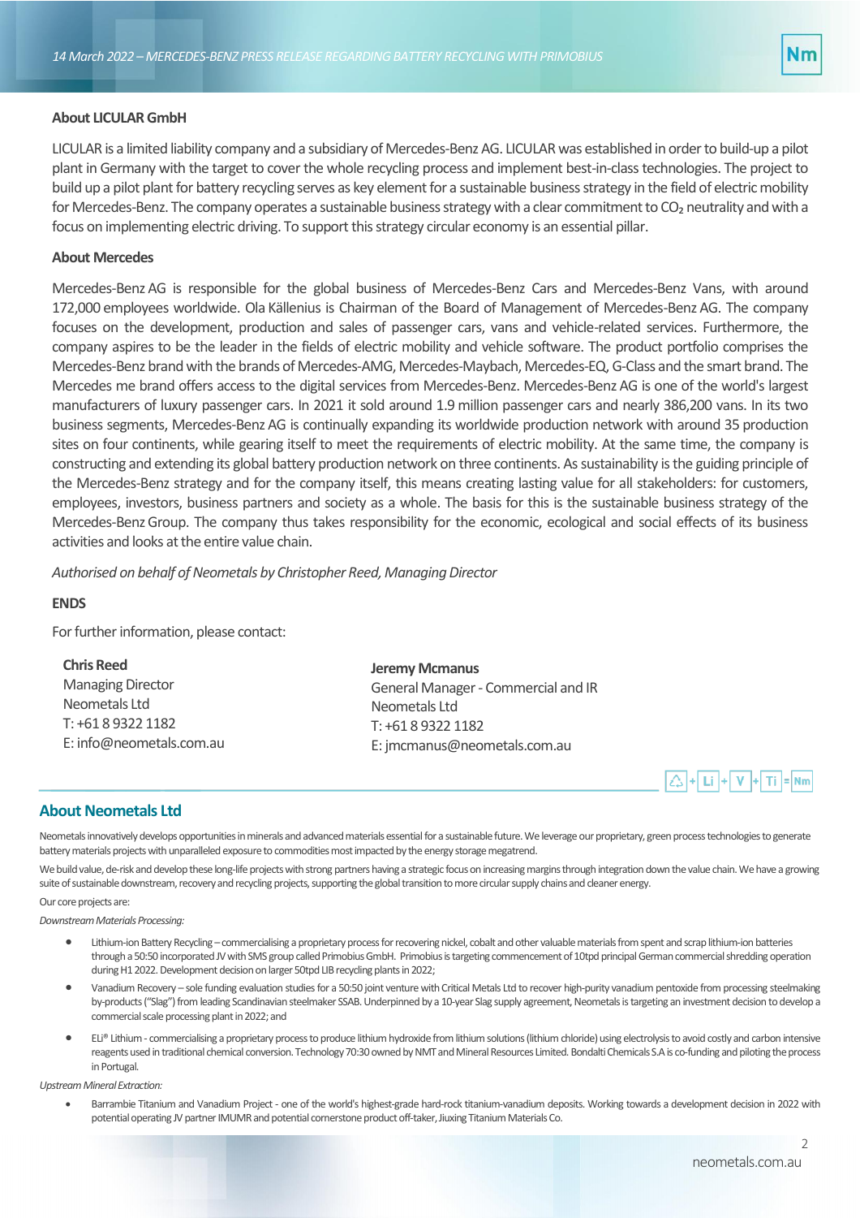### About LICULAR GmbH

LICULAR is a limited liability company and a subsidiary of Mercedes-Benz AG. LICULAR was established in order to build-up a pilot plant in Germany with the target to cover the whole recycling process and implement best-in-class technologies. The project to build up a pilot plant for battery recycling serves as key element for a sustainable business strategy in the field of electric mobility for Mercedes-Benz. The company operates a sustainable business strategy with a clear commitment to $CO_2$ neutrality and with a focus on implementing electric driving. To support this strategy circular economy is an essential pillar.

### About Mercedes

Mercedes-Benz AG is responsible for the global business of Mercedes-Benz Cars and Mercedes-Benz Vans, with around 172,000 employees worldwide. Ola Källenius is Chairman of the Board of Management of Mercedes-Benz AG. The company focuses on the development, production and sales of passenger cars, vans and vehicle-related services. Furthermore, the company aspires to be the leader in the fields of electric mobility and vehicle software. The product portfolio comprises the Mercedes-Benz brand with the brands of Mercedes-AMG, Mercedes-Maybach, Mercedes-EQ, G-Class and the smart brand. The Mercedes me brand offers access to the digital services from Mercedes-Benz. Mercedes-Benz AG is one of the world's largest manufacturers of luxury passenger cars. In 2021 it sold around 1.9 million passenger cars and nearly 386,200 vans. In its two business segments, Mercedes-Benz AG is continually expanding its worldwide production network with around 35 production sites on four continents, while gearing itself to meet the requirements of electric mobility. At the same time, the company is constructing and extending its global battery production network on three continents. As sustainability is the guiding principle of the Mercedes-Benz strategy and for the company itself, this means creating lasting value for all stakeholders: for customers, employees, investors, business partners and society as a whole. The basis for this is the sustainable business strategy of the Mercedes-Benz Group. The company thus takes responsibility for the economic, ecological and social effects of its business activities and looks at the entire value chain.

*Authorised on behalf of Neometals by Christopher Reed, Managing Director*

**ENDS**

For further information, please contact:

**Chris Reed**
Managing Director
Neometals Ltd
T: +61 8 9322 1182
E: info@neometals.com.au

**Jeremy Mcmanus**
General Manager - Commercial and IR
Neometals Ltd
T: +61 8 9322 1182
E: jmcmanus@neometals.com.au

## About Neometals Ltd

Neometals innovatively develops opportunities in minerals and advanced materials essential for a sustainable future. We leverage our proprietary, green process technologies to generate battery materials projects with unparalleled exposure to commodities most impacted by the energy storage megatrend.

We build value, de-risk and develop these long-life projects with strong partners having a strategic focus on increasing margins through integration down the value chain. We have a growing suite of sustainable downstream, recovery and recycling projects, supporting the global transition to more circular supply chains and cleaner energy.

Our core projects are:

*Downstream Materials Processing:*

- Lithium-ion Battery Recycling – commercialising a proprietary process for recovering nickel, cobalt and other valuable materials from spent and scrap lithium-ion batteries through a 50:50 incorporated JV with SMS group called Primobius GmbH. Primobius is targeting commencement of 10tpd principal German commercial shredding operation during H1 2022. Development decision on larger 50tpd LIB recycling plants in 2022;
- Vanadium Recovery – sole funding evaluation studies for a 50:50 joint venture with Critical Metals Ltd to recover high-purity vanadium pentoxide from processing steelmaking by-products ("Slag") from leading Scandinavian steelmaker SSAB. Underpinned by a 10-year Slag supply agreement, Neometals is targeting an investment decision to develop a commercial scale processing plant in 2022; and
- ELi® Lithium - commercialising a proprietary process to produce lithium hydroxide from lithium solutions (lithium chloride) using electrolysis to avoid costly and carbon intensive reagents used in traditional chemical conversion. Technology 70:30 owned by NMT and Mineral Resources Limited. Bondalti Chemicals S.A is co-funding and piloting the process in Portugal.

*Upstream Mineral Extraction:*

- Barrambie Titanium and Vanadium Project - one of the world's highest-grade hard-rock titanium-vanadium deposits. Working towards a development decision in 2022 with potential operating JV partner IMUMR and potential cornerstone product off-taker, Jiuxing Titanium Materials Co.